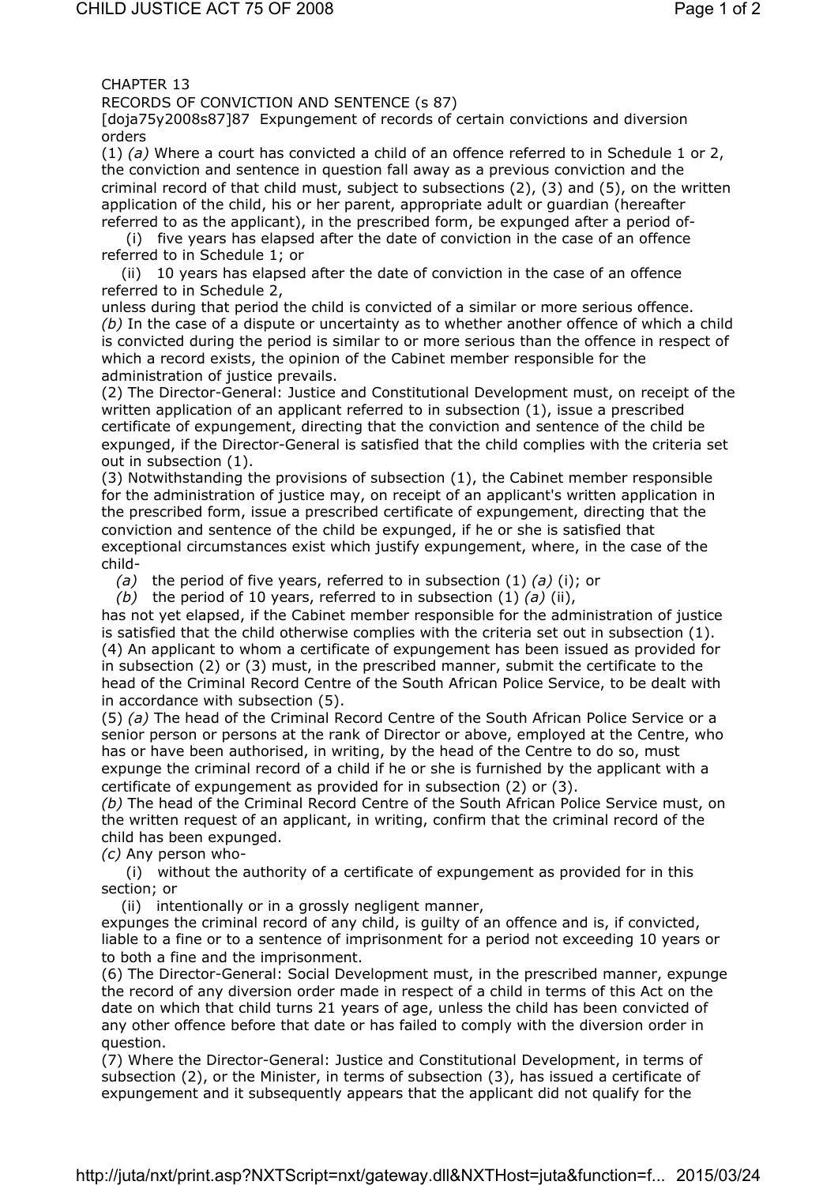CHAPTER 13
RECORDS OF CONVICTION AND SENTENCE (s 87)

[doja75y2008s87]87 Expungement of records of certain convictions and diversion orders

(1) *(a)* Where a court has convicted a child of an offence referred to in Schedule 1 or 2, the conviction and sentence in question fall away as a previous conviction and the criminal record of that child must, subject to subsections (2), (3) and (5), on the written application of the child, his or her parent, appropriate adult or guardian (hereafter referred to as the applicant), in the prescribed form, be expunged after a period of-

(i) five years has elapsed after the date of conviction in the case of an offence referred to in Schedule 1; or

(ii) 10 years has elapsed after the date of conviction in the case of an offence referred to in Schedule 2,

unless during that period the child is convicted of a similar or more serious offence.

*(b)* In the case of a dispute or uncertainty as to whether another offence of which a child is convicted during the period is similar to or more serious than the offence in respect of which a record exists, the opinion of the Cabinet member responsible for the administration of justice prevails.

(2) The Director-General: Justice and Constitutional Development must, on receipt of the written application of an applicant referred to in subsection (1), issue a prescribed certificate of expungement, directing that the conviction and sentence of the child be expunged, if the Director-General is satisfied that the child complies with the criteria set out in subsection (1).

(3) Notwithstanding the provisions of subsection (1), the Cabinet member responsible for the administration of justice may, on receipt of an applicant's written application in the prescribed form, issue a prescribed certificate of expungement, directing that the conviction and sentence of the child be expunged, if he or she is satisfied that exceptional circumstances exist which justify expungement, where, in the case of the child-

*(a)* the period of five years, referred to in subsection (1) *(a)* (i); or

*(b)* the period of 10 years, referred to in subsection (1) *(a)* (ii),

has not yet elapsed, if the Cabinet member responsible for the administration of justice is satisfied that the child otherwise complies with the criteria set out in subsection (1).

(4) An applicant to whom a certificate of expungement has been issued as provided for in subsection (2) or (3) must, in the prescribed manner, submit the certificate to the head of the Criminal Record Centre of the South African Police Service, to be dealt with in accordance with subsection (5).

(5) *(a)* The head of the Criminal Record Centre of the South African Police Service or a senior person or persons at the rank of Director or above, employed at the Centre, who has or have been authorised, in writing, by the head of the Centre to do so, must expunge the criminal record of a child if he or she is furnished by the applicant with a certificate of expungement as provided for in subsection (2) or (3).

*(b)* The head of the Criminal Record Centre of the South African Police Service must, on the written request of an applicant, in writing, confirm that the criminal record of the child has been expunged.

*(c)* Any person who-

(i) without the authority of a certificate of expungement as provided for in this section; or

(ii) intentionally or in a grossly negligent manner,

expunges the criminal record of any child, is guilty of an offence and is, if convicted, liable to a fine or to a sentence of imprisonment for a period not exceeding 10 years or to both a fine and the imprisonment.

(6) The Director-General: Social Development must, in the prescribed manner, expunge the record of any diversion order made in respect of a child in terms of this Act on the date on which that child turns 21 years of age, unless the child has been convicted of any other offence before that date or has failed to comply with the diversion order in question.

(7) Where the Director-General: Justice and Constitutional Development, in terms of subsection (2), or the Minister, in terms of subsection (3), has issued a certificate of expungement and it subsequently appears that the applicant did not qualify for the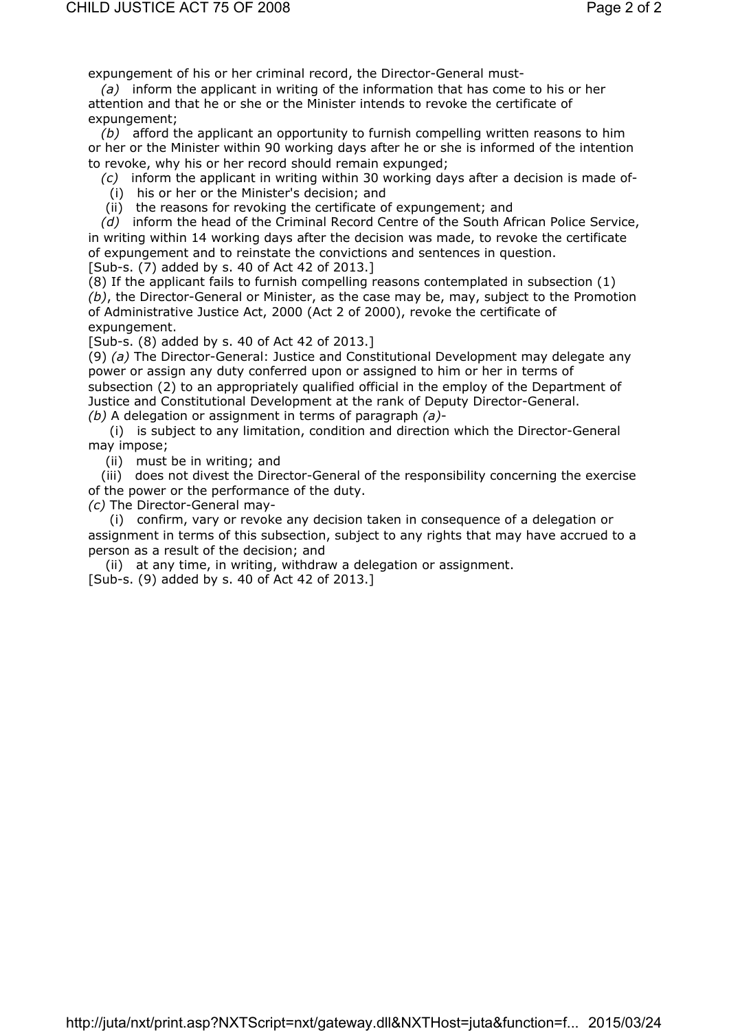expungement of his or her criminal record, the Director-General must-

*(a)* inform the applicant in writing of the information that has come to his or her attention and that he or she or the Minister intends to revoke the certificate of expungement;

*(b)* afford the applicant an opportunity to furnish compelling written reasons to him or her or the Minister within 90 working days after he or she is informed of the intention to revoke, why his or her record should remain expunged;

*(c)* inform the applicant in writing within 30 working days after a decision is made of-

(i) his or her or the Minister's decision; and

(ii) the reasons for revoking the certificate of expungement; and

*(d)* inform the head of the Criminal Record Centre of the South African Police Service, in writing within 14 working days after the decision was made, to revoke the certificate of expungement and to reinstate the convictions and sentences in question.

[Sub-s. (7) added by s. 40 of Act 42 of 2013.]

(8) If the applicant fails to furnish compelling reasons contemplated in subsection (1) *(b)*, the Director-General or Minister, as the case may be, may, subject to the Promotion of Administrative Justice Act, 2000 (Act 2 of 2000), revoke the certificate of expungement.

[Sub-s. (8) added by s. 40 of Act 42 of 2013.]

(9) *(a)* The Director-General: Justice and Constitutional Development may delegate any power or assign any duty conferred upon or assigned to him or her in terms of subsection (2) to an appropriately qualified official in the employ of the Department of Justice and Constitutional Development at the rank of Deputy Director-General.

*(b)* A delegation or assignment in terms of paragraph *(a)*-

(i) is subject to any limitation, condition and direction which the Director-General may impose;

(ii) must be in writing; and

(iii) does not divest the Director-General of the responsibility concerning the exercise of the power or the performance of the duty.

*(c)* The Director-General may-

(i) confirm, vary or revoke any decision taken in consequence of a delegation or assignment in terms of this subsection, subject to any rights that may have accrued to a person as a result of the decision; and

(ii) at any time, in writing, withdraw a delegation or assignment.

[Sub-s. (9) added by s. 40 of Act 42 of 2013.]